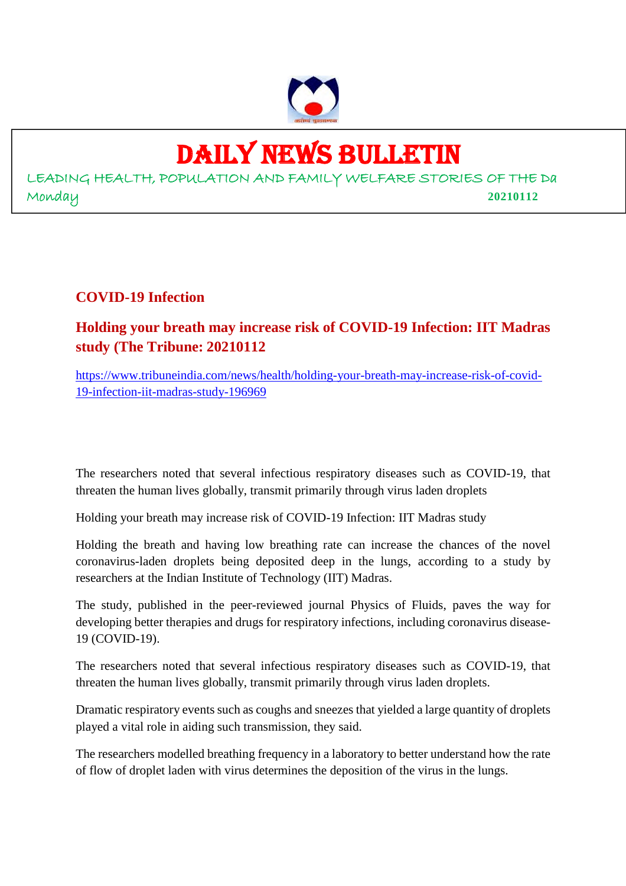# DAILY NEWS BULLETIN

LEADING HEALTH, POPULATION AND FAMILY WELFARE STORIES OF THE Da

Monday **20210112**

## COVID-19 Infection

### Holding your breath may increase risk of COVID-19 Infection: IIT Madras study (The Tribune: 20210112

https://www.tribuneindia.com/news/health/holding-your-breath-may-increase-risk-of-covid-19-infection-iit-madras-study-196969

The researchers noted that several infectious respiratory diseases such as COVID-19, that threaten the human lives globally, transmit primarily through virus laden droplets

Holding your breath may increase risk of COVID-19 Infection: IIT Madras study

Holding the breath and having low breathing rate can increase the chances of the novel coronavirus-laden droplets being deposited deep in the lungs, according to a study by researchers at the Indian Institute of Technology (IIT) Madras.

The study, published in the peer-reviewed journal Physics of Fluids, paves the way for developing better therapies and drugs for respiratory infections, including coronavirus disease-19 (COVID-19).

The researchers noted that several infectious respiratory diseases such as COVID-19, that threaten the human lives globally, transmit primarily through virus laden droplets.

Dramatic respiratory events such as coughs and sneezes that yielded a large quantity of droplets played a vital role in aiding such transmission, they said.

The researchers modelled breathing frequency in a laboratory to better understand how the rate of flow of droplet laden with virus determines the deposition of the virus in the lungs.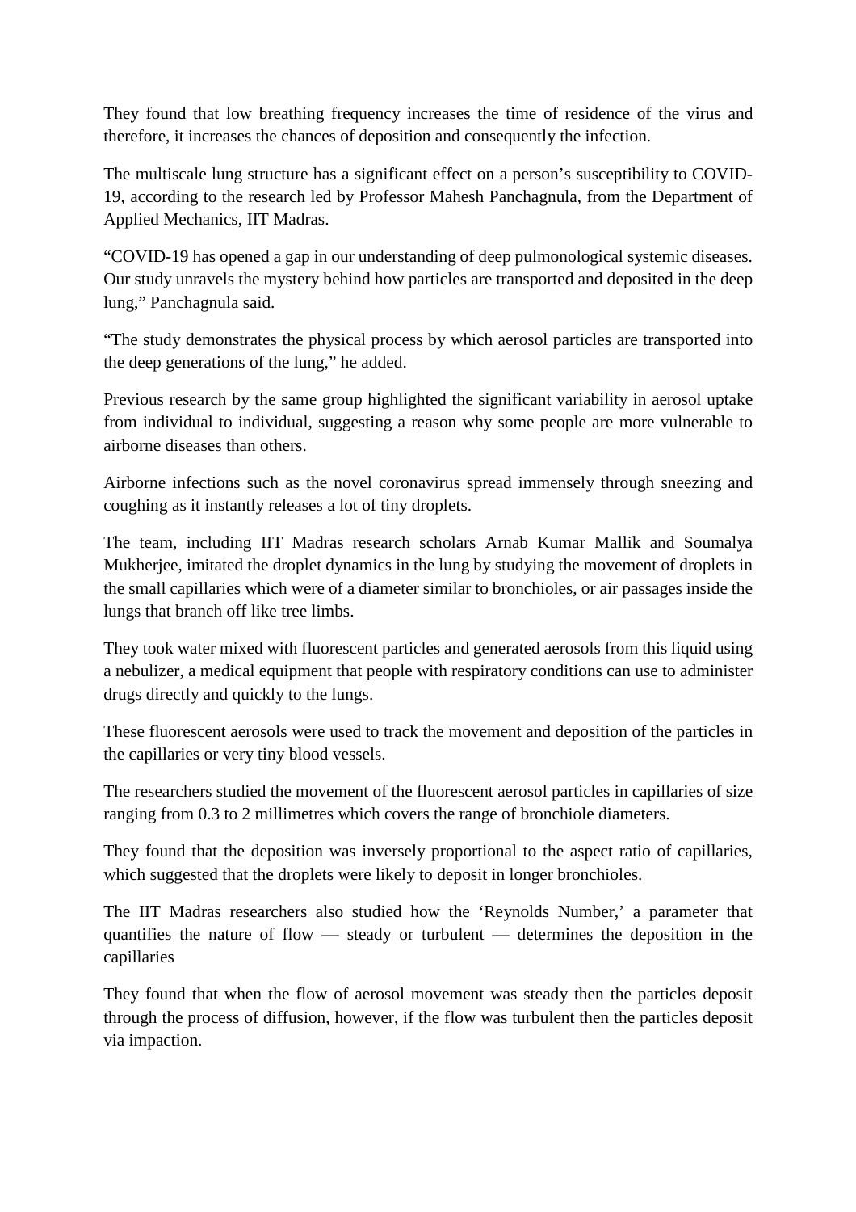They found that low breathing frequency increases the time of residence of the virus and therefore, it increases the chances of deposition and consequently the infection.

The multiscale lung structure has a significant effect on a person's susceptibility to COVID-19, according to the research led by Professor Mahesh Panchagnula, from the Department of Applied Mechanics, IIT Madras.

"COVID-19 has opened a gap in our understanding of deep pulmonological systemic diseases. Our study unravels the mystery behind how particles are transported and deposited in the deep lung," Panchagnula said.

"The study demonstrates the physical process by which aerosol particles are transported into the deep generations of the lung," he added.

Previous research by the same group highlighted the significant variability in aerosol uptake from individual to individual, suggesting a reason why some people are more vulnerable to airborne diseases than others.

Airborne infections such as the novel coronavirus spread immensely through sneezing and coughing as it instantly releases a lot of tiny droplets.

The team, including IIT Madras research scholars Arnab Kumar Mallik and Soumalya Mukherjee, imitated the droplet dynamics in the lung by studying the movement of droplets in the small capillaries which were of a diameter similar to bronchioles, or air passages inside the lungs that branch off like tree limbs.

They took water mixed with fluorescent particles and generated aerosols from this liquid using a nebulizer, a medical equipment that people with respiratory conditions can use to administer drugs directly and quickly to the lungs.

These fluorescent aerosols were used to track the movement and deposition of the particles in the capillaries or very tiny blood vessels.

The researchers studied the movement of the fluorescent aerosol particles in capillaries of size ranging from 0.3 to 2 millimetres which covers the range of bronchiole diameters.

They found that the deposition was inversely proportional to the aspect ratio of capillaries, which suggested that the droplets were likely to deposit in longer bronchioles.

The IIT Madras researchers also studied how the 'Reynolds Number,' a parameter that quantifies the nature of flow — steady or turbulent — determines the deposition in the capillaries

They found that when the flow of aerosol movement was steady then the particles deposit through the process of diffusion, however, if the flow was turbulent then the particles deposit via impaction.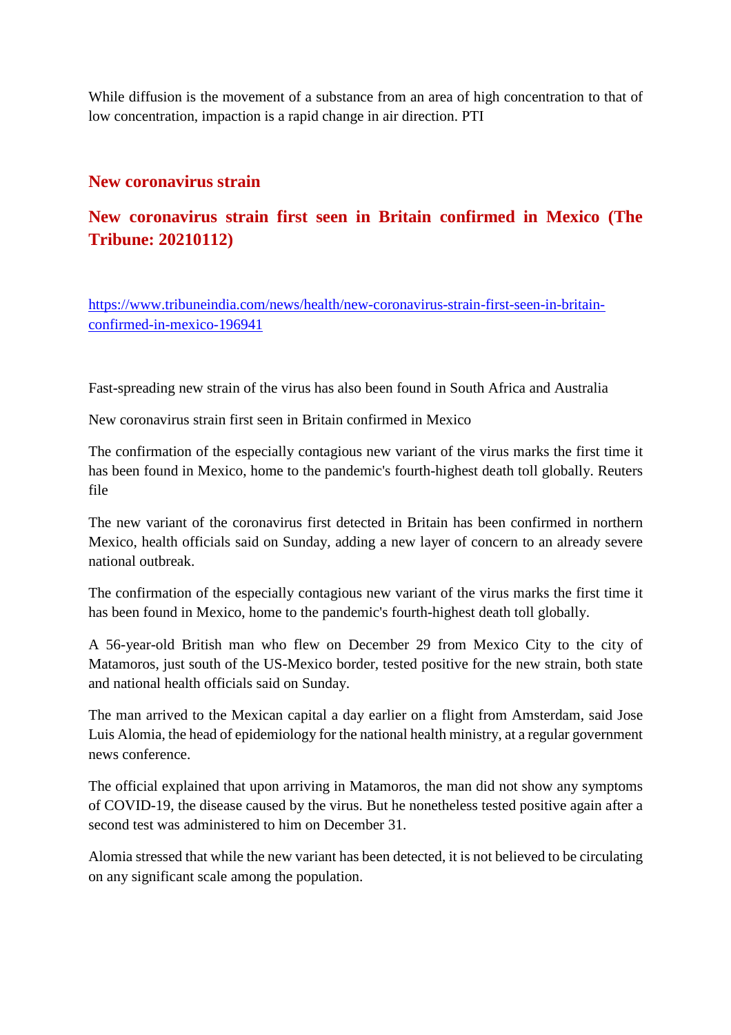While diffusion is the movement of a substance from an area of high concentration to that of low concentration, impaction is a rapid change in air direction. PTI

## New coronavirus strain

## New coronavirus strain first seen in Britain confirmed in Mexico (The Tribune: 20210112)

[https://www.tribuneindia.com/news/health/new-coronavirus-strain-first-seen-in-britain-confirmed-in-mexico-196941](https://www.tribuneindia.com/news/health/new-coronavirus-strain-first-seen-in-britain-confirmed-in-mexico-196941)

Fast-spreading new strain of the virus has also been found in South Africa and Australia

New coronavirus strain first seen in Britain confirmed in Mexico

The confirmation of the especially contagious new variant of the virus marks the first time it has been found in Mexico, home to the pandemic's fourth-highest death toll globally. Reuters file

The new variant of the coronavirus first detected in Britain has been confirmed in northern Mexico, health officials said on Sunday, adding a new layer of concern to an already severe national outbreak.

The confirmation of the especially contagious new variant of the virus marks the first time it has been found in Mexico, home to the pandemic's fourth-highest death toll globally.

A 56-year-old British man who flew on December 29 from Mexico City to the city of Matamoros, just south of the US-Mexico border, tested positive for the new strain, both state and national health officials said on Sunday.

The man arrived to the Mexican capital a day earlier on a flight from Amsterdam, said Jose Luis Alomia, the head of epidemiology for the national health ministry, at a regular government news conference.

The official explained that upon arriving in Matamoros, the man did not show any symptoms of COVID-19, the disease caused by the virus. But he nonetheless tested positive again after a second test was administered to him on December 31.

Alomia stressed that while the new variant has been detected, it is not believed to be circulating on any significant scale among the population.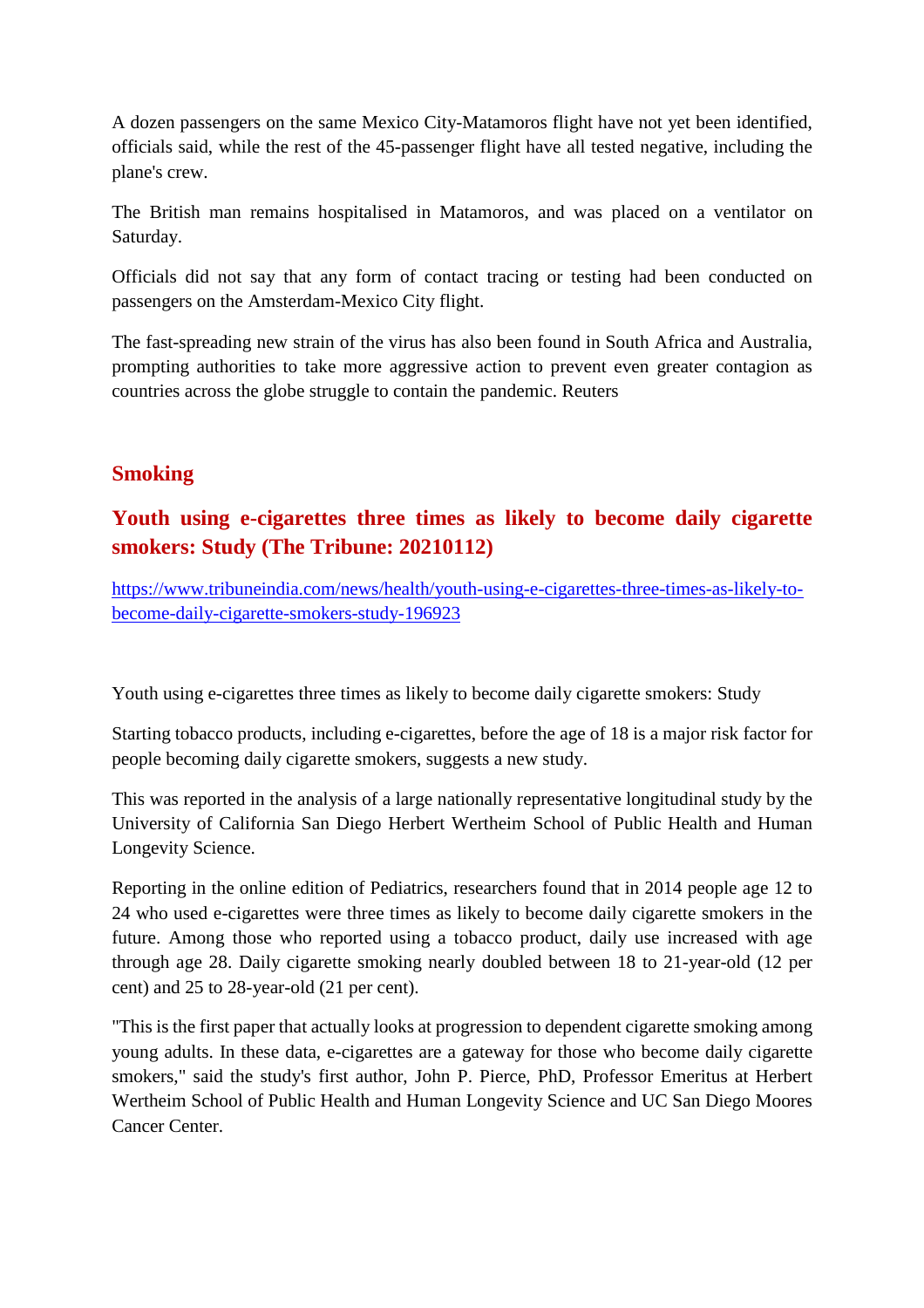A dozen passengers on the same Mexico City-Matamoros flight have not yet been identified, officials said, while the rest of the 45-passenger flight have all tested negative, including the plane's crew.

The British man remains hospitalised in Matamoros, and was placed on a ventilator on Saturday.

Officials did not say that any form of contact tracing or testing had been conducted on passengers on the Amsterdam-Mexico City flight.

The fast-spreading new strain of the virus has also been found in South Africa and Australia, prompting authorities to take more aggressive action to prevent even greater contagion as countries across the globe struggle to contain the pandemic. Reuters

## Smoking

### Youth using e-cigarettes three times as likely to become daily cigarette smokers: Study (The Tribune: 20210112)

https://www.tribuneindia.com/news/health/youth-using-e-cigarettes-three-times-as-likely-to-become-daily-cigarette-smokers-study-196923

Youth using e-cigarettes three times as likely to become daily cigarette smokers: Study

Starting tobacco products, including e-cigarettes, before the age of 18 is a major risk factor for people becoming daily cigarette smokers, suggests a new study.

This was reported in the analysis of a large nationally representative longitudinal study by the University of California San Diego Herbert Wertheim School of Public Health and Human Longevity Science.

Reporting in the online edition of Pediatrics, researchers found that in 2014 people age 12 to 24 who used e-cigarettes were three times as likely to become daily cigarette smokers in the future. Among those who reported using a tobacco product, daily use increased with age through age 28. Daily cigarette smoking nearly doubled between 18 to 21-year-old (12 per cent) and 25 to 28-year-old (21 per cent).

"This is the first paper that actually looks at progression to dependent cigarette smoking among young adults. In these data, e-cigarettes are a gateway for those who become daily cigarette smokers," said the study's first author, John P. Pierce, PhD, Professor Emeritus at Herbert Wertheim School of Public Health and Human Longevity Science and UC San Diego Moores Cancer Center.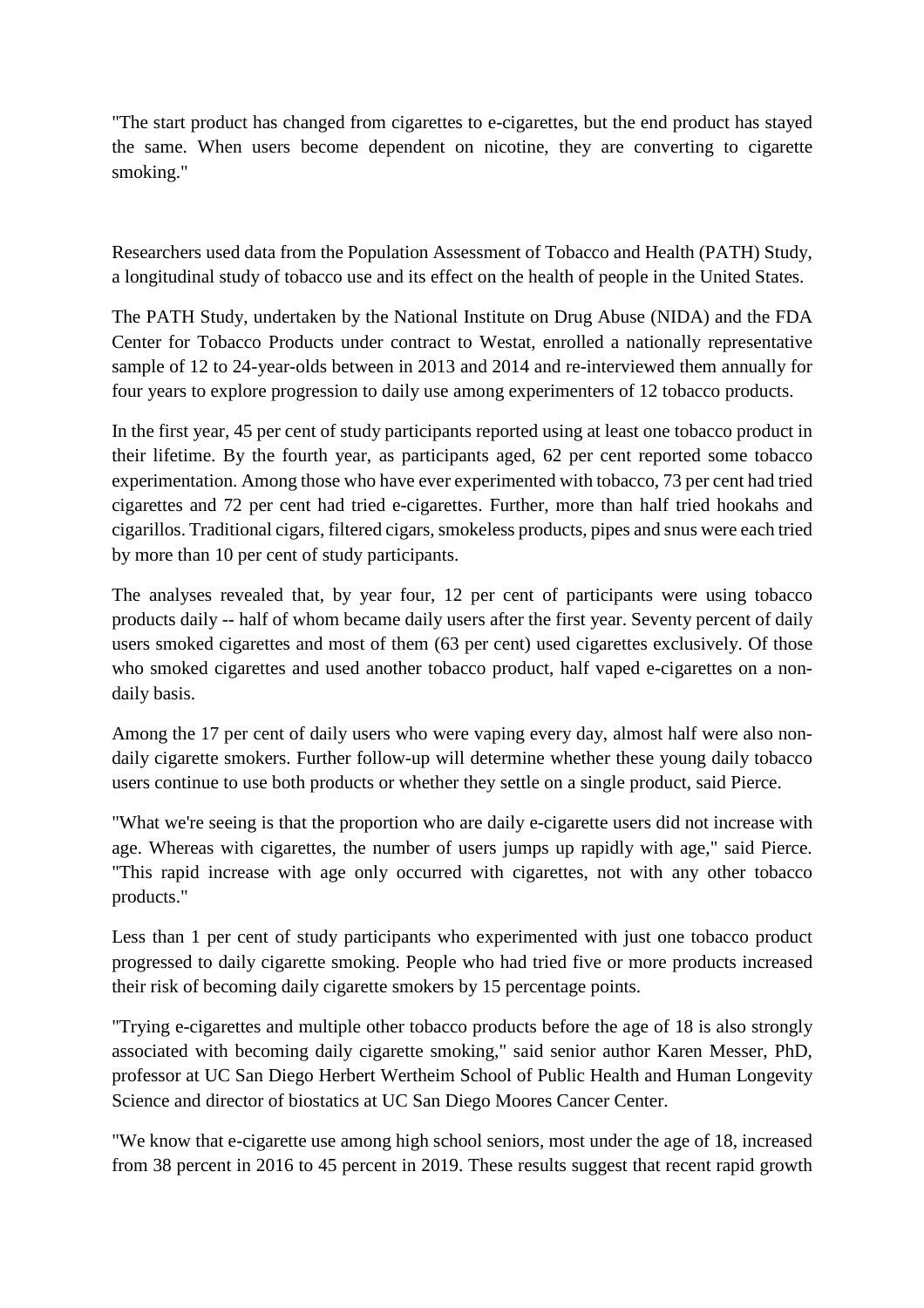"The start product has changed from cigarettes to e-cigarettes, but the end product has stayed the same. When users become dependent on nicotine, they are converting to cigarette smoking."

Researchers used data from the Population Assessment of Tobacco and Health (PATH) Study, a longitudinal study of tobacco use and its effect on the health of people in the United States.

The PATH Study, undertaken by the National Institute on Drug Abuse (NIDA) and the FDA Center for Tobacco Products under contract to Westat, enrolled a nationally representative sample of 12 to 24-year-olds between in 2013 and 2014 and re-interviewed them annually for four years to explore progression to daily use among experimenters of 12 tobacco products.

In the first year, 45 per cent of study participants reported using at least one tobacco product in their lifetime. By the fourth year, as participants aged, 62 per cent reported some tobacco experimentation. Among those who have ever experimented with tobacco, 73 per cent had tried cigarettes and 72 per cent had tried e-cigarettes. Further, more than half tried hookahs and cigarillos. Traditional cigars, filtered cigars, smokeless products, pipes and snus were each tried by more than 10 per cent of study participants.

The analyses revealed that, by year four, 12 per cent of participants were using tobacco products daily -- half of whom became daily users after the first year. Seventy percent of daily users smoked cigarettes and most of them (63 per cent) used cigarettes exclusively. Of those who smoked cigarettes and used another tobacco product, half vaped e-cigarettes on a non-daily basis.

Among the 17 per cent of daily users who were vaping every day, almost half were also non-daily cigarette smokers. Further follow-up will determine whether these young daily tobacco users continue to use both products or whether they settle on a single product, said Pierce.

"What we're seeing is that the proportion who are daily e-cigarette users did not increase with age. Whereas with cigarettes, the number of users jumps up rapidly with age," said Pierce. "This rapid increase with age only occurred with cigarettes, not with any other tobacco products."

Less than 1 per cent of study participants who experimented with just one tobacco product progressed to daily cigarette smoking. People who had tried five or more products increased their risk of becoming daily cigarette smokers by 15 percentage points.

"Trying e-cigarettes and multiple other tobacco products before the age of 18 is also strongly associated with becoming daily cigarette smoking," said senior author Karen Messer, PhD, professor at UC San Diego Herbert Wertheim School of Public Health and Human Longevity Science and director of biostatics at UC San Diego Moores Cancer Center.

"We know that e-cigarette use among high school seniors, most under the age of 18, increased from 38 percent in 2016 to 45 percent in 2019. These results suggest that recent rapid growth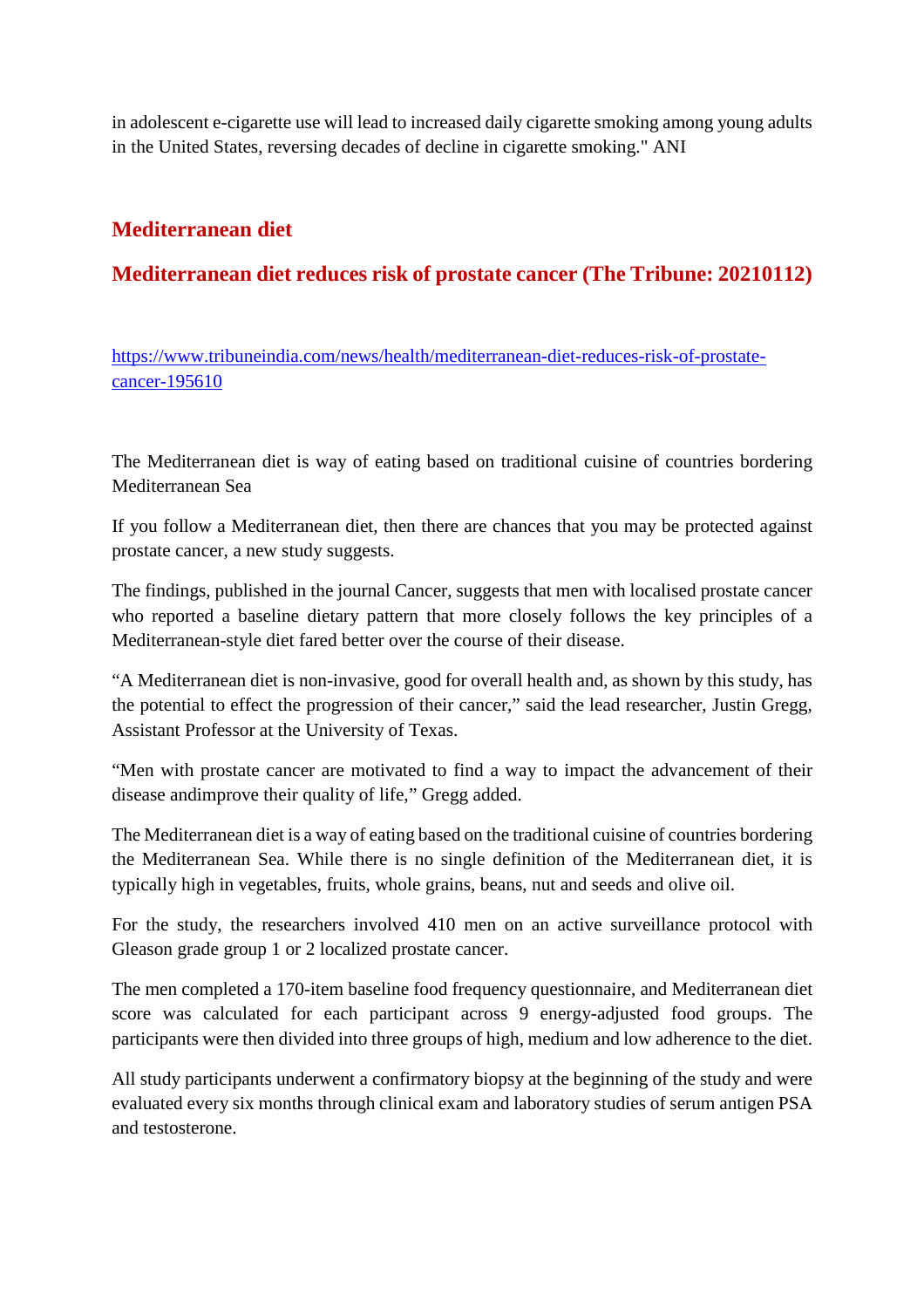in adolescent e-cigarette use will lead to increased daily cigarette smoking among young adults in the United States, reversing decades of decline in cigarette smoking." ANI

## Mediterranean diet

## Mediterranean diet reduces risk of prostate cancer (The Tribune: 20210112)

https://www.tribuneindia.com/news/health/mediterranean-diet-reduces-risk-of-prostate-cancer-195610

The Mediterranean diet is way of eating based on traditional cuisine of countries bordering Mediterranean Sea

If you follow a Mediterranean diet, then there are chances that you may be protected against prostate cancer, a new study suggests.

The findings, published in the journal Cancer, suggests that men with localised prostate cancer who reported a baseline dietary pattern that more closely follows the key principles of a Mediterranean-style diet fared better over the course of their disease.

“A Mediterranean diet is non-invasive, good for overall health and, as shown by this study, has the potential to effect the progression of their cancer,” said the lead researcher, Justin Gregg, Assistant Professor at the University of Texas.

“Men with prostate cancer are motivated to find a way to impact the advancement of their disease andimprove their quality of life,” Gregg added.

The Mediterranean diet is a way of eating based on the traditional cuisine of countries bordering the Mediterranean Sea. While there is no single definition of the Mediterranean diet, it is typically high in vegetables, fruits, whole grains, beans, nut and seeds and olive oil.

For the study, the researchers involved 410 men on an active surveillance protocol with Gleason grade group 1 or 2 localized prostate cancer.

The men completed a 170-item baseline food frequency questionnaire, and Mediterranean diet score was calculated for each participant across 9 energy-adjusted food groups. The participants were then divided into three groups of high, medium and low adherence to the diet.

All study participants underwent a confirmatory biopsy at the beginning of the study and were evaluated every six months through clinical exam and laboratory studies of serum antigen PSA and testosterone.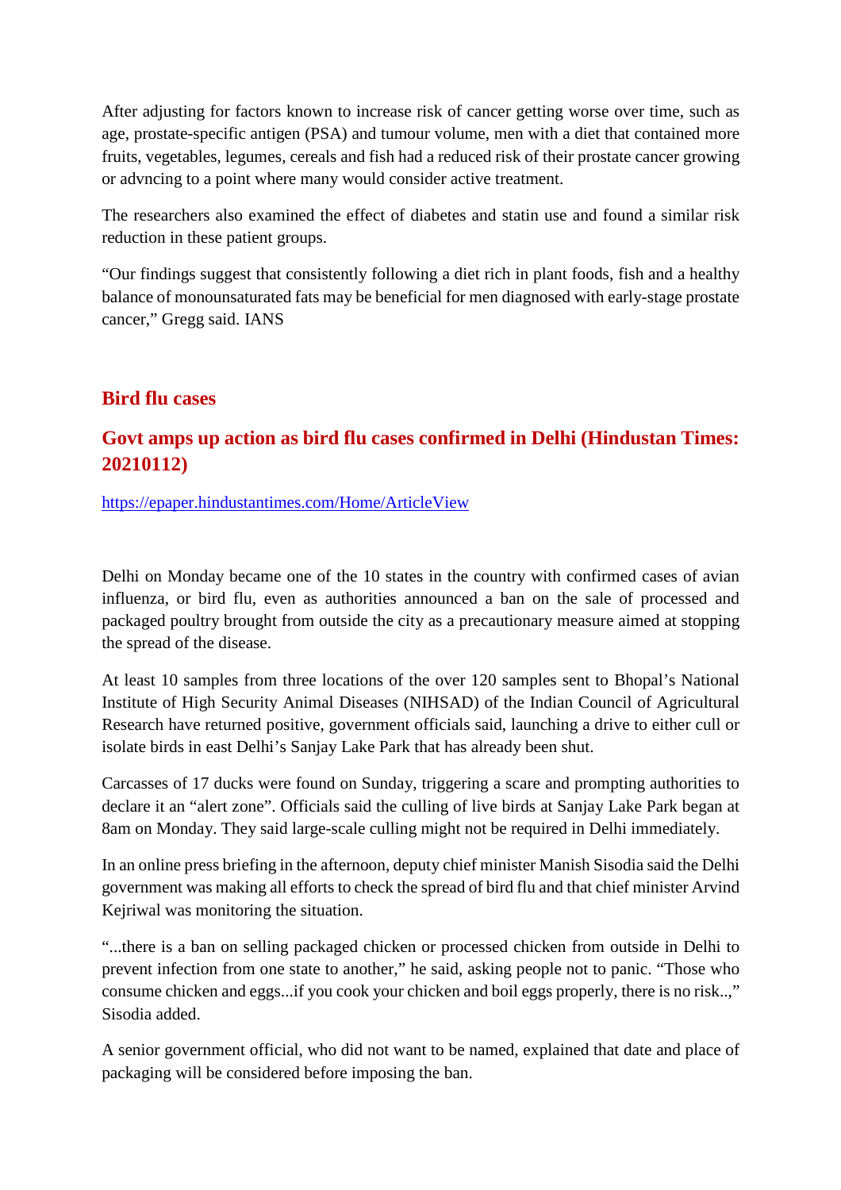After adjusting for factors known to increase risk of cancer getting worse over time, such as age, prostate-specific antigen (PSA) and tumour volume, men with a diet that contained more fruits, vegetables, legumes, cereals and fish had a reduced risk of their prostate cancer growing or advncing to a point where many would consider active treatment.

The researchers also examined the effect of diabetes and statin use and found a similar risk reduction in these patient groups.

"Our findings suggest that consistently following a diet rich in plant foods, fish and a healthy balance of monounsaturated fats may be beneficial for men diagnosed with early-stage prostate cancer," Gregg said. IANS

## Bird flu cases

## Govt amps up action as bird flu cases confirmed in Delhi (Hindustan Times: 20210112)

https://epaper.hindustantimes.com/Home/ArticleView

Delhi on Monday became one of the 10 states in the country with confirmed cases of avian influenza, or bird flu, even as authorities announced a ban on the sale of processed and packaged poultry brought from outside the city as a precautionary measure aimed at stopping the spread of the disease.

At least 10 samples from three locations of the over 120 samples sent to Bhopal's National Institute of High Security Animal Diseases (NIHSAD) of the Indian Council of Agricultural Research have returned positive, government officials said, launching a drive to either cull or isolate birds in east Delhi's Sanjay Lake Park that has already been shut.

Carcasses of 17 ducks were found on Sunday, triggering a scare and prompting authorities to declare it an "alert zone". Officials said the culling of live birds at Sanjay Lake Park began at 8am on Monday. They said large-scale culling might not be required in Delhi immediately.

In an online press briefing in the afternoon, deputy chief minister Manish Sisodia said the Delhi government was making all efforts to check the spread of bird flu and that chief minister Arvind Kejriwal was monitoring the situation.

"...there is a ban on selling packaged chicken or processed chicken from outside in Delhi to prevent infection from one state to another," he said, asking people not to panic. "Those who consume chicken and eggs...if you cook your chicken and boil eggs properly, there is no risk..," Sisodia added.

A senior government official, who did not want to be named, explained that date and place of packaging will be considered before imposing the ban.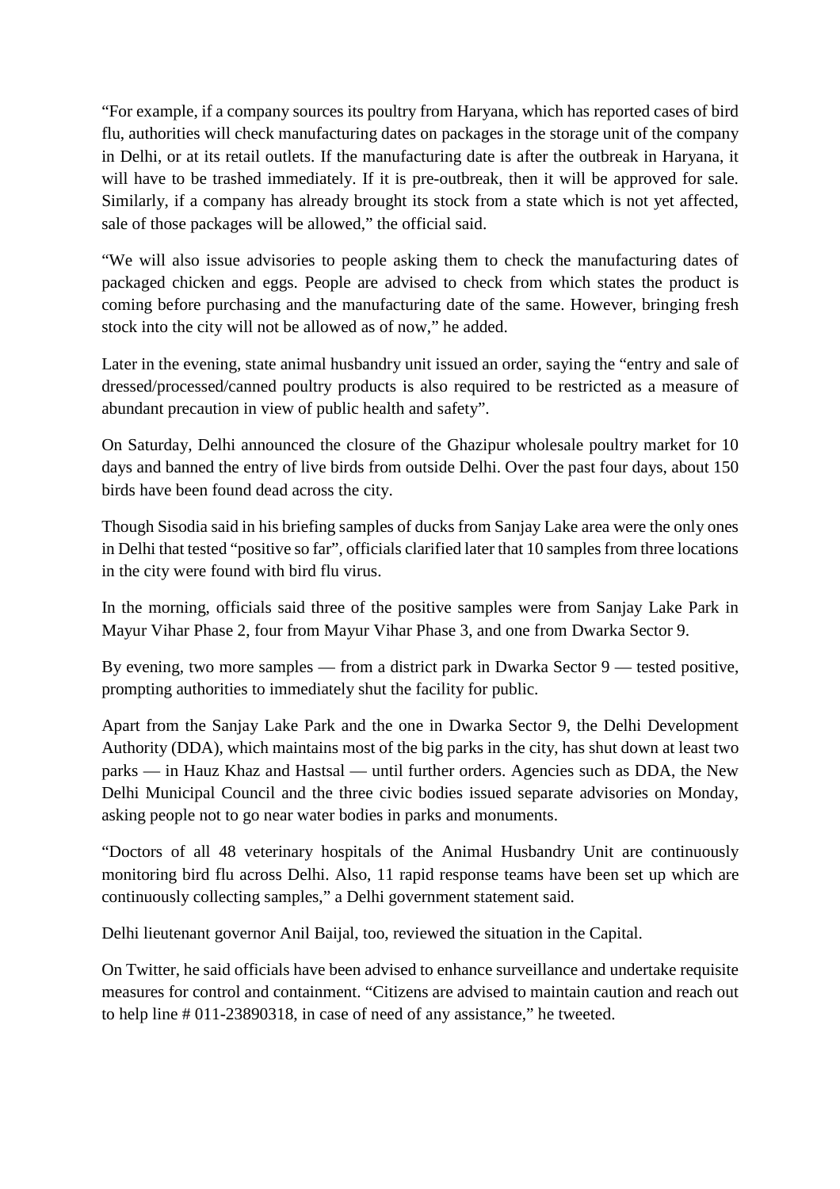"For example, if a company sources its poultry from Haryana, which has reported cases of bird flu, authorities will check manufacturing dates on packages in the storage unit of the company in Delhi, or at its retail outlets. If the manufacturing date is after the outbreak in Haryana, it will have to be trashed immediately. If it is pre-outbreak, then it will be approved for sale. Similarly, if a company has already brought its stock from a state which is not yet affected, sale of those packages will be allowed," the official said.

"We will also issue advisories to people asking them to check the manufacturing dates of packaged chicken and eggs. People are advised to check from which states the product is coming before purchasing and the manufacturing date of the same. However, bringing fresh stock into the city will not be allowed as of now," he added.

Later in the evening, state animal husbandry unit issued an order, saying the "entry and sale of dressed/processed/canned poultry products is also required to be restricted as a measure of abundant precaution in view of public health and safety".

On Saturday, Delhi announced the closure of the Ghazipur wholesale poultry market for 10 days and banned the entry of live birds from outside Delhi. Over the past four days, about 150 birds have been found dead across the city.

Though Sisodia said in his briefing samples of ducks from Sanjay Lake area were the only ones in Delhi that tested "positive so far", officials clarified later that 10 samples from three locations in the city were found with bird flu virus.

In the morning, officials said three of the positive samples were from Sanjay Lake Park in Mayur Vihar Phase 2, four from Mayur Vihar Phase 3, and one from Dwarka Sector 9.

By evening, two more samples — from a district park in Dwarka Sector 9 — tested positive, prompting authorities to immediately shut the facility for public.

Apart from the Sanjay Lake Park and the one in Dwarka Sector 9, the Delhi Development Authority (DDA), which maintains most of the big parks in the city, has shut down at least two parks — in Hauz Khaz and Hastsal — until further orders. Agencies such as DDA, the New Delhi Municipal Council and the three civic bodies issued separate advisories on Monday, asking people not to go near water bodies in parks and monuments.

"Doctors of all 48 veterinary hospitals of the Animal Husbandry Unit are continuously monitoring bird flu across Delhi. Also, 11 rapid response teams have been set up which are continuously collecting samples," a Delhi government statement said.

Delhi lieutenant governor Anil Baijal, too, reviewed the situation in the Capital.

On Twitter, he said officials have been advised to enhance surveillance and undertake requisite measures for control and containment. "Citizens are advised to maintain caution and reach out to help line # 011-23890318, in case of need of any assistance," he tweeted.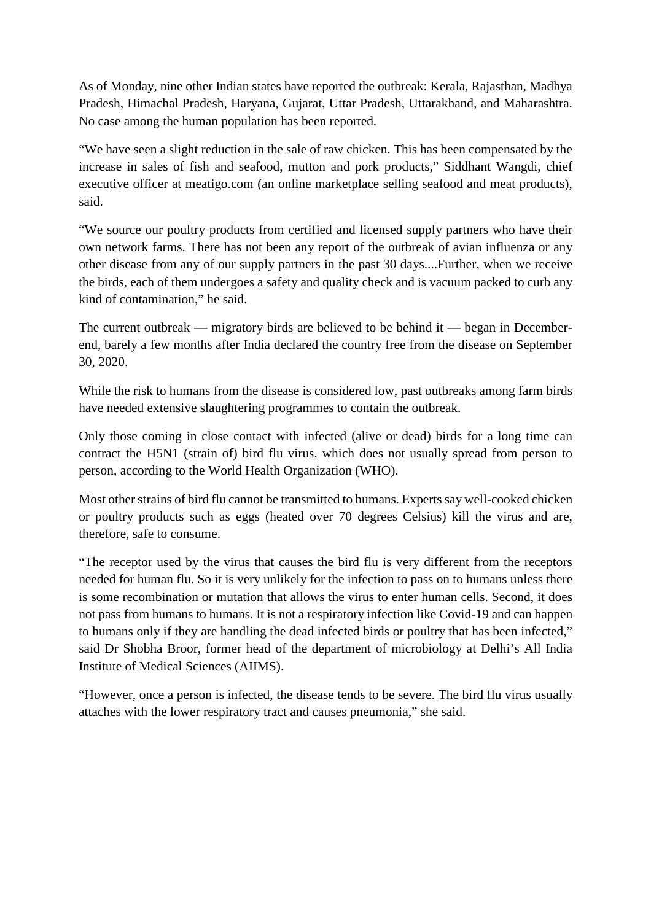As of Monday, nine other Indian states have reported the outbreak: Kerala, Rajasthan, Madhya Pradesh, Himachal Pradesh, Haryana, Gujarat, Uttar Pradesh, Uttarakhand, and Maharashtra. No case among the human population has been reported.

"We have seen a slight reduction in the sale of raw chicken. This has been compensated by the increase in sales of fish and seafood, mutton and pork products," Siddhant Wangdi, chief executive officer at meatigo.com (an online marketplace selling seafood and meat products), said.

"We source our poultry products from certified and licensed supply partners who have their own network farms. There has not been any report of the outbreak of avian influenza or any other disease from any of our supply partners in the past 30 days....Further, when we receive the birds, each of them undergoes a safety and quality check and is vacuum packed to curb any kind of contamination," he said.

The current outbreak — migratory birds are believed to be behind it — began in December-end, barely a few months after India declared the country free from the disease on September 30, 2020.

While the risk to humans from the disease is considered low, past outbreaks among farm birds have needed extensive slaughtering programmes to contain the outbreak.

Only those coming in close contact with infected (alive or dead) birds for a long time can contract the H5N1 (strain of) bird flu virus, which does not usually spread from person to person, according to the World Health Organization (WHO).

Most other strains of bird flu cannot be transmitted to humans. Experts say well-cooked chicken or poultry products such as eggs (heated over 70 degrees Celsius) kill the virus and are, therefore, safe to consume.

"The receptor used by the virus that causes the bird flu is very different from the receptors needed for human flu. So it is very unlikely for the infection to pass on to humans unless there is some recombination or mutation that allows the virus to enter human cells. Second, it does not pass from humans to humans. It is not a respiratory infection like Covid-19 and can happen to humans only if they are handling the dead infected birds or poultry that has been infected," said Dr Shobha Broor, former head of the department of microbiology at Delhi's All India Institute of Medical Sciences (AIIMS).

"However, once a person is infected, the disease tends to be severe. The bird flu virus usually attaches with the lower respiratory tract and causes pneumonia," she said.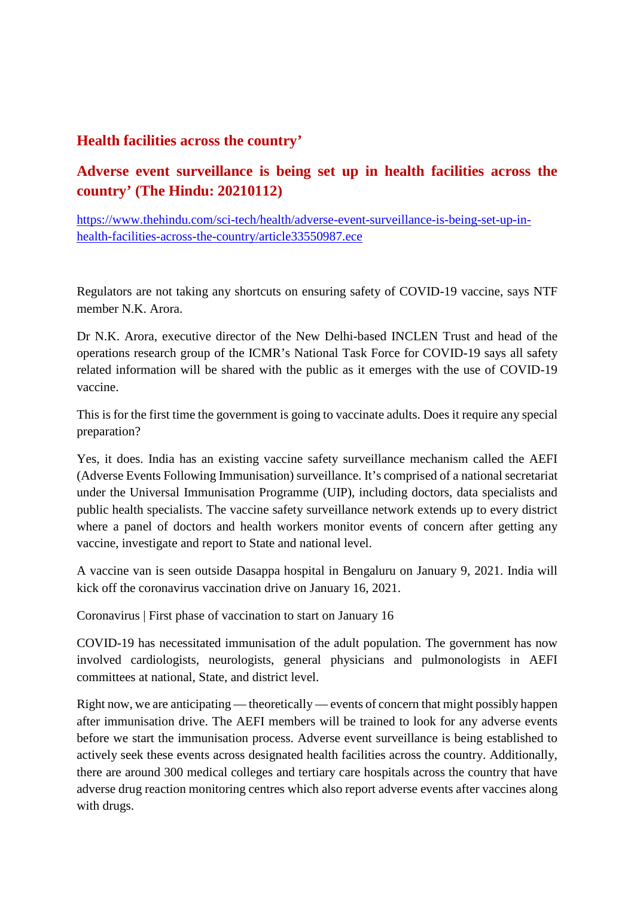## Health facilities across the country’

## Adverse event surveillance is being set up in health facilities across the country’ (The Hindu: 20210112)

[https://www.thehindu.com/sci-tech/health/adverse-event-surveillance-is-being-set-up-in-health-facilities-across-the-country/article33550987.ece](https://www.thehindu.com/sci-tech/health/adverse-event-surveillance-is-being-set-up-in-health-facilities-across-the-country/article33550987.ece)

Regulators are not taking any shortcuts on ensuring safety of COVID-19 vaccine, says NTF member N.K. Arora.

Dr N.K. Arora, executive director of the New Delhi-based INCLEN Trust and head of the operations research group of the ICMR’s National Task Force for COVID-19 says all safety related information will be shared with the public as it emerges with the use of COVID-19 vaccine.

This is for the first time the government is going to vaccinate adults. Does it require any special preparation?

Yes, it does. India has an existing vaccine safety surveillance mechanism called the AEFI (Adverse Events Following Immunisation) surveillance. It’s comprised of a national secretariat under the Universal Immunisation Programme (UIP), including doctors, data specialists and public health specialists. The vaccine safety surveillance network extends up to every district where a panel of doctors and health workers monitor events of concern after getting any vaccine, investigate and report to State and national level.

A vaccine van is seen outside Dasappa hospital in Bengaluru on January 9, 2021. India will kick off the coronavirus vaccination drive on January 16, 2021.

Coronavirus | First phase of vaccination to start on January 16

COVID-19 has necessitated immunisation of the adult population. The government has now involved cardiologists, neurologists, general physicians and pulmonologists in AEFI committees at national, State, and district level.

Right now, we are anticipating — theoretically — events of concern that might possibly happen after immunisation drive. The AEFI members will be trained to look for any adverse events before we start the immunisation process. Adverse event surveillance is being established to actively seek these events across designated health facilities across the country. Additionally, there are around 300 medical colleges and tertiary care hospitals across the country that have adverse drug reaction monitoring centres which also report adverse events after vaccines along with drugs.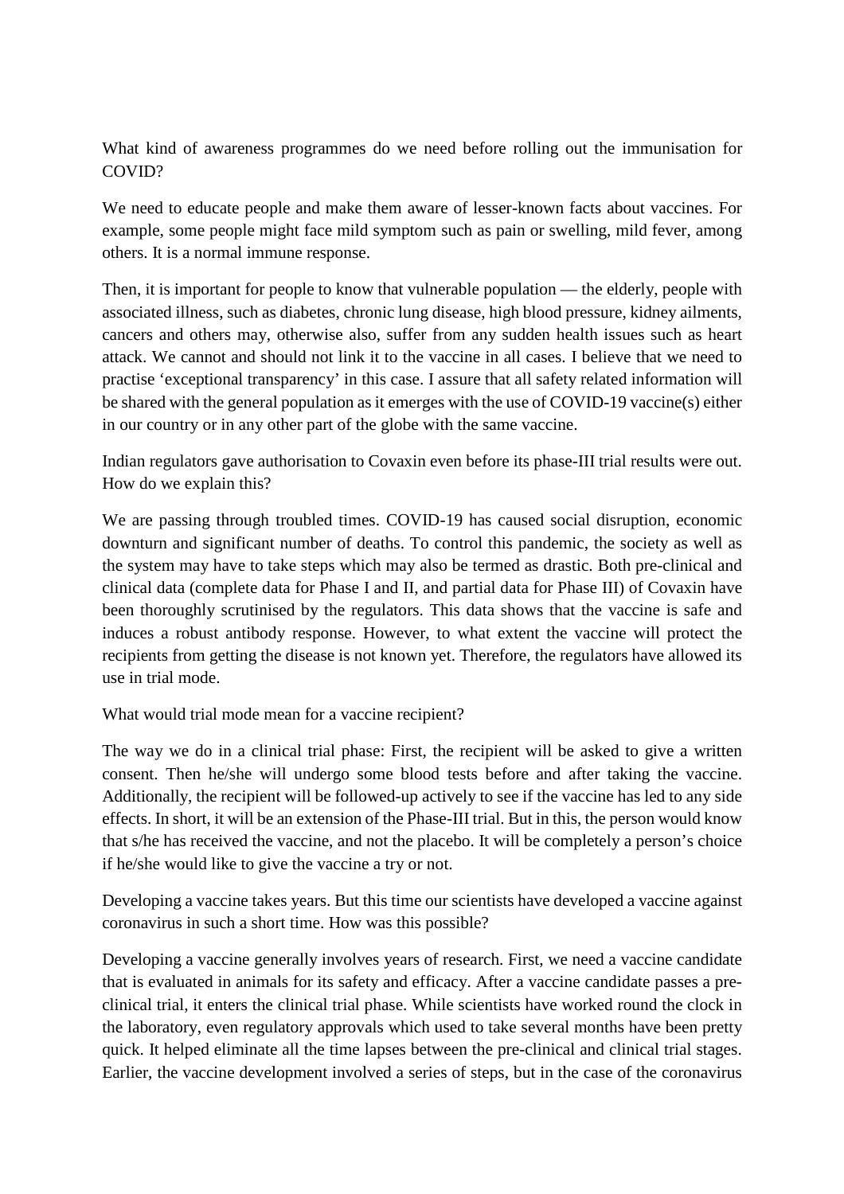What kind of awareness programmes do we need before rolling out the immunisation for COVID?

We need to educate people and make them aware of lesser-known facts about vaccines. For example, some people might face mild symptom such as pain or swelling, mild fever, among others. It is a normal immune response.

Then, it is important for people to know that vulnerable population — the elderly, people with associated illness, such as diabetes, chronic lung disease, high blood pressure, kidney ailments, cancers and others may, otherwise also, suffer from any sudden health issues such as heart attack. We cannot and should not link it to the vaccine in all cases. I believe that we need to practise 'exceptional transparency' in this case. I assure that all safety related information will be shared with the general population as it emerges with the use of COVID-19 vaccine(s) either in our country or in any other part of the globe with the same vaccine.

Indian regulators gave authorisation to Covaxin even before its phase-III trial results were out. How do we explain this?

We are passing through troubled times. COVID-19 has caused social disruption, economic downturn and significant number of deaths. To control this pandemic, the society as well as the system may have to take steps which may also be termed as drastic. Both pre-clinical and clinical data (complete data for Phase I and II, and partial data for Phase III) of Covaxin have been thoroughly scrutinised by the regulators. This data shows that the vaccine is safe and induces a robust antibody response. However, to what extent the vaccine will protect the recipients from getting the disease is not known yet. Therefore, the regulators have allowed its use in trial mode.

What would trial mode mean for a vaccine recipient?

The way we do in a clinical trial phase: First, the recipient will be asked to give a written consent. Then he/she will undergo some blood tests before and after taking the vaccine. Additionally, the recipient will be followed-up actively to see if the vaccine has led to any side effects. In short, it will be an extension of the Phase-III trial. But in this, the person would know that s/he has received the vaccine, and not the placebo. It will be completely a person's choice if he/she would like to give the vaccine a try or not.

Developing a vaccine takes years. But this time our scientists have developed a vaccine against coronavirus in such a short time. How was this possible?

Developing a vaccine generally involves years of research. First, we need a vaccine candidate that is evaluated in animals for its safety and efficacy. After a vaccine candidate passes a pre-clinical trial, it enters the clinical trial phase. While scientists have worked round the clock in the laboratory, even regulatory approvals which used to take several months have been pretty quick. It helped eliminate all the time lapses between the pre-clinical and clinical trial stages. Earlier, the vaccine development involved a series of steps, but in the case of the coronavirus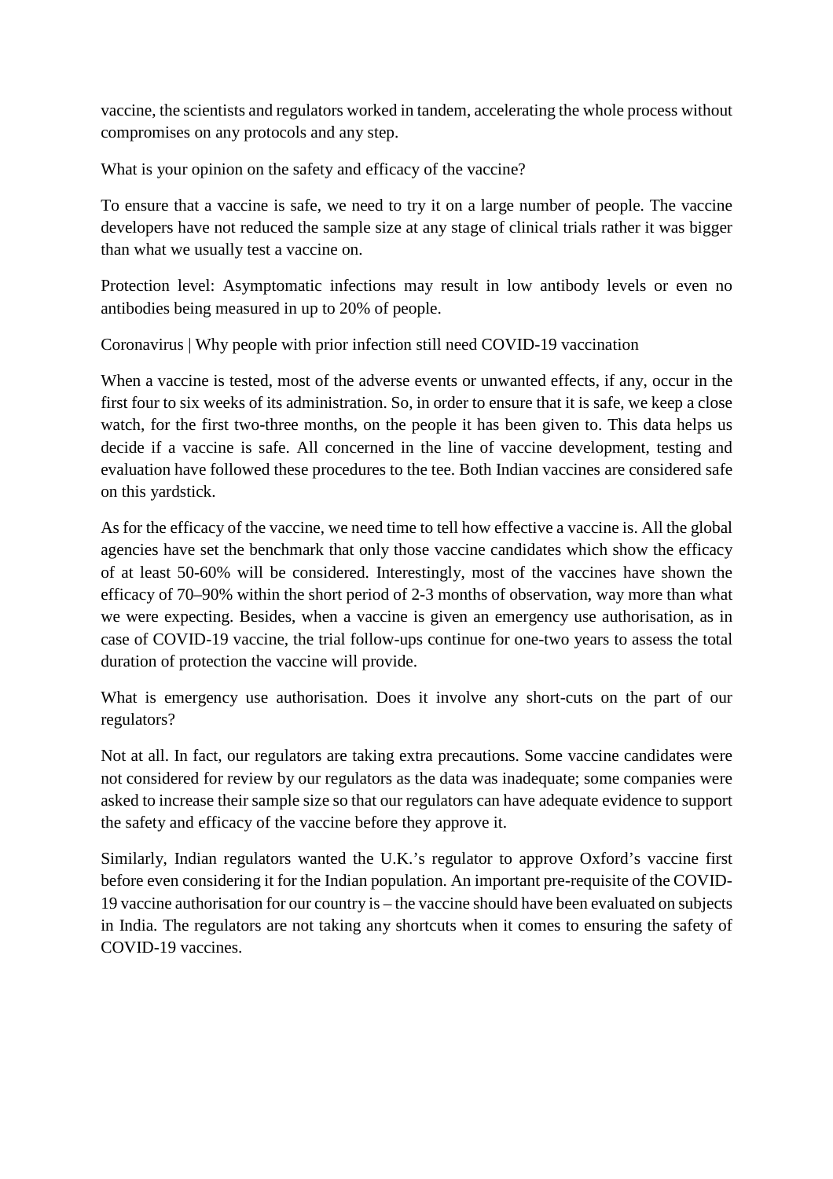vaccine, the scientists and regulators worked in tandem, accelerating the whole process without compromises on any protocols and any step.

What is your opinion on the safety and efficacy of the vaccine?

To ensure that a vaccine is safe, we need to try it on a large number of people. The vaccine developers have not reduced the sample size at any stage of clinical trials rather it was bigger than what we usually test a vaccine on.

Protection level: Asymptomatic infections may result in low antibody levels or even no antibodies being measured in up to 20% of people.

Coronavirus | Why people with prior infection still need COVID-19 vaccination

When a vaccine is tested, most of the adverse events or unwanted effects, if any, occur in the first four to six weeks of its administration. So, in order to ensure that it is safe, we keep a close watch, for the first two-three months, on the people it has been given to. This data helps us decide if a vaccine is safe. All concerned in the line of vaccine development, testing and evaluation have followed these procedures to the tee. Both Indian vaccines are considered safe on this yardstick.

As for the efficacy of the vaccine, we need time to tell how effective a vaccine is. All the global agencies have set the benchmark that only those vaccine candidates which show the efficacy of at least 50-60% will be considered. Interestingly, most of the vaccines have shown the efficacy of 70–90% within the short period of 2-3 months of observation, way more than what we were expecting. Besides, when a vaccine is given an emergency use authorisation, as in case of COVID-19 vaccine, the trial follow-ups continue for one-two years to assess the total duration of protection the vaccine will provide.

What is emergency use authorisation. Does it involve any short-cuts on the part of our regulators?

Not at all. In fact, our regulators are taking extra precautions. Some vaccine candidates were not considered for review by our regulators as the data was inadequate; some companies were asked to increase their sample size so that our regulators can have adequate evidence to support the safety and efficacy of the vaccine before they approve it.

Similarly, Indian regulators wanted the U.K.'s regulator to approve Oxford's vaccine first before even considering it for the Indian population. An important pre-requisite of the COVID-19 vaccine authorisation for our country is – the vaccine should have been evaluated on subjects in India. The regulators are not taking any shortcuts when it comes to ensuring the safety of COVID-19 vaccines.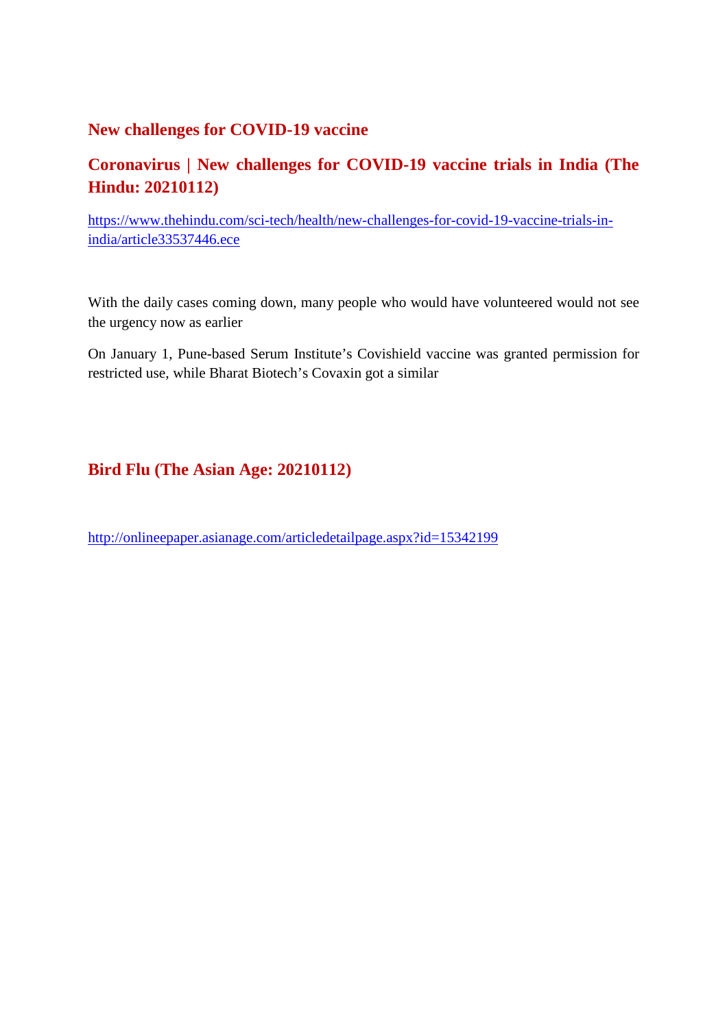## New challenges for COVID-19 vaccine

### Coronavirus | New challenges for COVID-19 vaccine trials in India (The Hindu: 20210112)

https://www.thehindu.com/sci-tech/health/new-challenges-for-covid-19-vaccine-trials-in-india/article33537446.ece

With the daily cases coming down, many people who would have volunteered would not see the urgency now as earlier

On January 1, Pune-based Serum Institute's Covishield vaccine was granted permission for restricted use, while Bharat Biotech's Covaxin got a similar

### Bird Flu (The Asian Age: 20210112)

http://onlineepaper.asianage.com/articledetailpage.aspx?id=15342199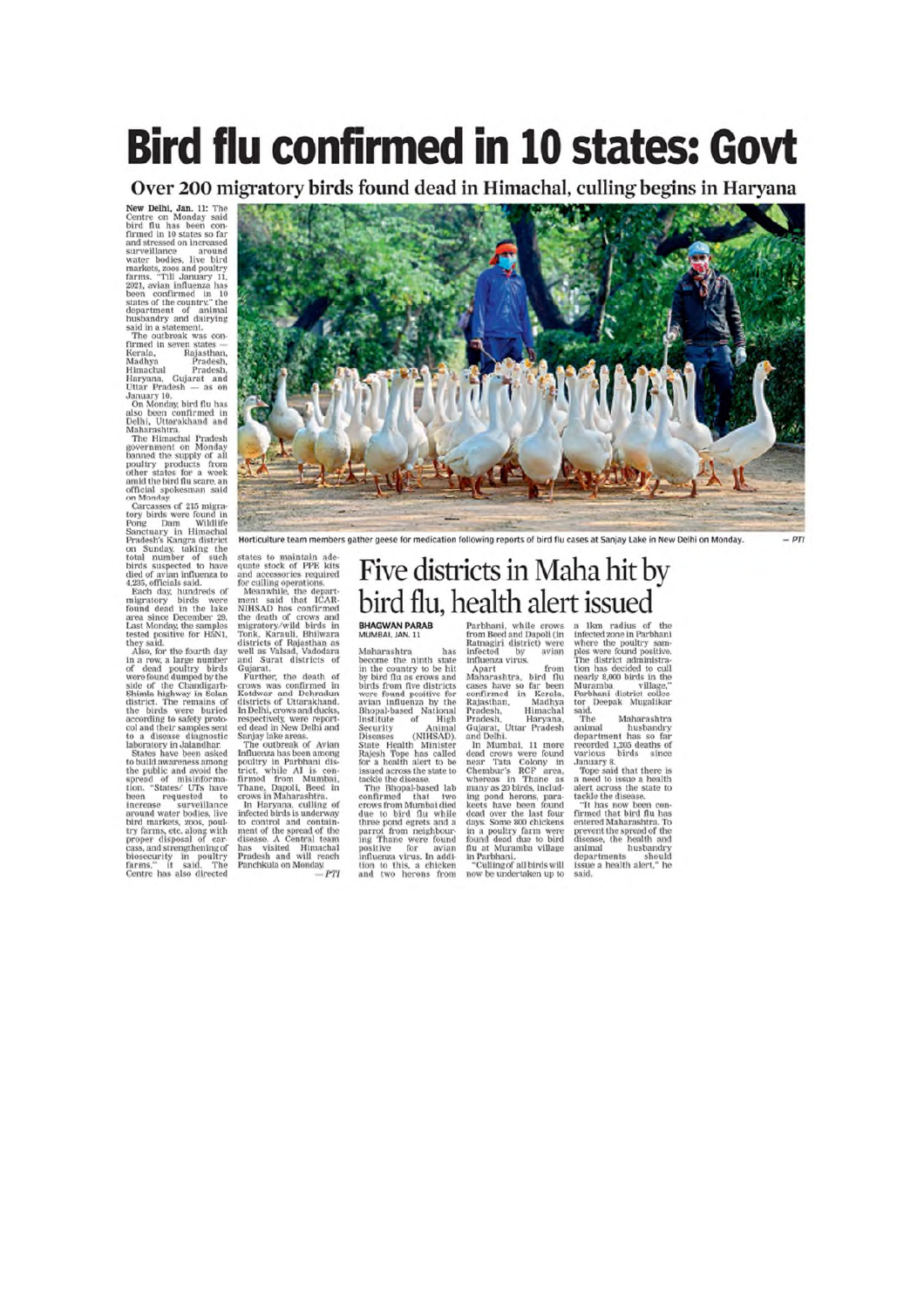# Bird flu confirmed in 10 states: Govt

## Over 200 migratory birds found dead in Himachal, culling begins in Haryana

**New Delhi, Jan. 11:** The Centre on Monday said bird flu has been confirmed in 10 states so far and stressed on increased surveillance around water bodies, live bird markets, zoos and poultry farms. "Till January 11, 2021, avian influenza has been confirmed in 10 states of the country," the department of animal husbandry and dairying said in a statement.

The outbreak was confirmed in seven states — Kerala, Rajasthan, Madhya Pradesh, Himachal Pradesh, Haryana, Gujarat and Uttar Pradesh — as on January 10.

On Monday, bird flu has also been confirmed in Delhi, Uttarakhand and Maharashtra.

The Himachal Pradesh government on Monday banned the supply of all poultry products from other states for a week amid the bird flu scare, an official spokesman said on Monday.

Carcasses of 215 migratory birds were found in Pong Dam Wildlife Sanctuary in Himachal Pradesh's Kangra district on Sunday, taking the total number of such birds suspected to have died of avian influenza to 4,235, officials said.

Each day, hundreds of migratory birds were found dead in the lake area since December 29. Last Monday, the samples tested positive for H5N1, they said.

Also, for the fourth day in a row, a large number of dead poultry birds were found dumped by the side of the Chandigarh-Shimla highway in Solan district. The remains of the birds were buried according to safety protocol and their samples sent to a disease diagnostic laboratory in Jalandhar.

States have been asked to build awareness among the public and avoid the spread of misinformation. "States/ UTs have been requested to increase surveillance around water bodies, live bird markets, zoos, poultry farms, etc. along with proper disposal of carcass, and strengthening of biosecurity in poultry farms," it said. The Centre has also directed states to maintain adequate stock of PPE kits and accessories required for culling operations.

Meanwhile, the department said that ICAR-NIHSAD has confirmed the death of crows and migratory/wild birds in Tonk, Karauli, Bhilwara districts of Rajasthan as well as Valsad, Vadodara and Surat districts of Gujarat.

Further, the death of crows was confirmed in Kotdwar and Dehradun districts of Uttarakhand. In Delhi, crows and ducks, respectively, were reported dead in New Delhi and Sanjay lake areas.

The outbreak of Avian Influenza has been among poultry in Parbhani district, while AI is confirmed from Mumbai, Thane, Dapoli, Beed in crows in Maharashtra.

In Haryana, culling of infected birds is underway to control and containment of the spread of the disease. A Central team has visited Himachal Pradesh and will reach Panchkula on Monday. *— PTI*

Horticulture team members gather geese for medication following reports of bird flu cases at Sanjay Lake in New Delhi on Monday. — PTI

# Five districts in Maha hit by bird flu, health alert issued

**BHAGWAN PARAB**
MUMBAI, JAN. 11

Maharashtra has become the ninth state in the country to be hit by bird flu as crows and birds from five districts were found positive for avian influenza by the Bhopal-based National Institute of High Security Animal Diseases (NIHSAD). State Health Minister Rajesh Tope has called for a health alert to be issued across the state to tackle the disease.

The Bhopal-based lab confirmed that two crows from Mumbai died due to bird flu while three pond egrets and a parrot from neighbouring Thane were found positive for avian influenza virus. In addition to this, a chicken and two herons from Parbhani, while crows from Beed and Dapoli (in Ratnagiri district) were infected by avian influenza virus.

Apart from Maharashtra, bird flu cases have so far been confirmed in Kerala, Rajasthan, Madhya Pradesh, Himachal Pradesh, Haryana, Gujarat, Uttar Pradesh and Delhi.

In Mumbai, 11 more dead crows were found near Tata Colony in Chembur's RCF area, whereas in Thane as many as 20 birds, including pond herons, parakeets have been found dead over the last four days. Some 800 chickens in a poultry farm were found dead due to bird flu at Muramba village in Parbhani.

"Culling of all birds will now be undertaken up to a 1km radius of the infected zone in Parbhani where the poultry samples were found positive. The district administration has decided to cull nearly 8,000 birds in the Muramba village," Parbhani district collector Deepak Mugalikar said.

The Maharashtra animal husbandry department has so far recorded 1,205 deaths of various birds since January 8.

Tope said that there is a need to issue a health alert across the state to tackle the disease.

"It has now been confirmed that bird flu has entered Maharashtra. To prevent the spread of the disease, the health and animal husbandry departments should issue a health alert," he said.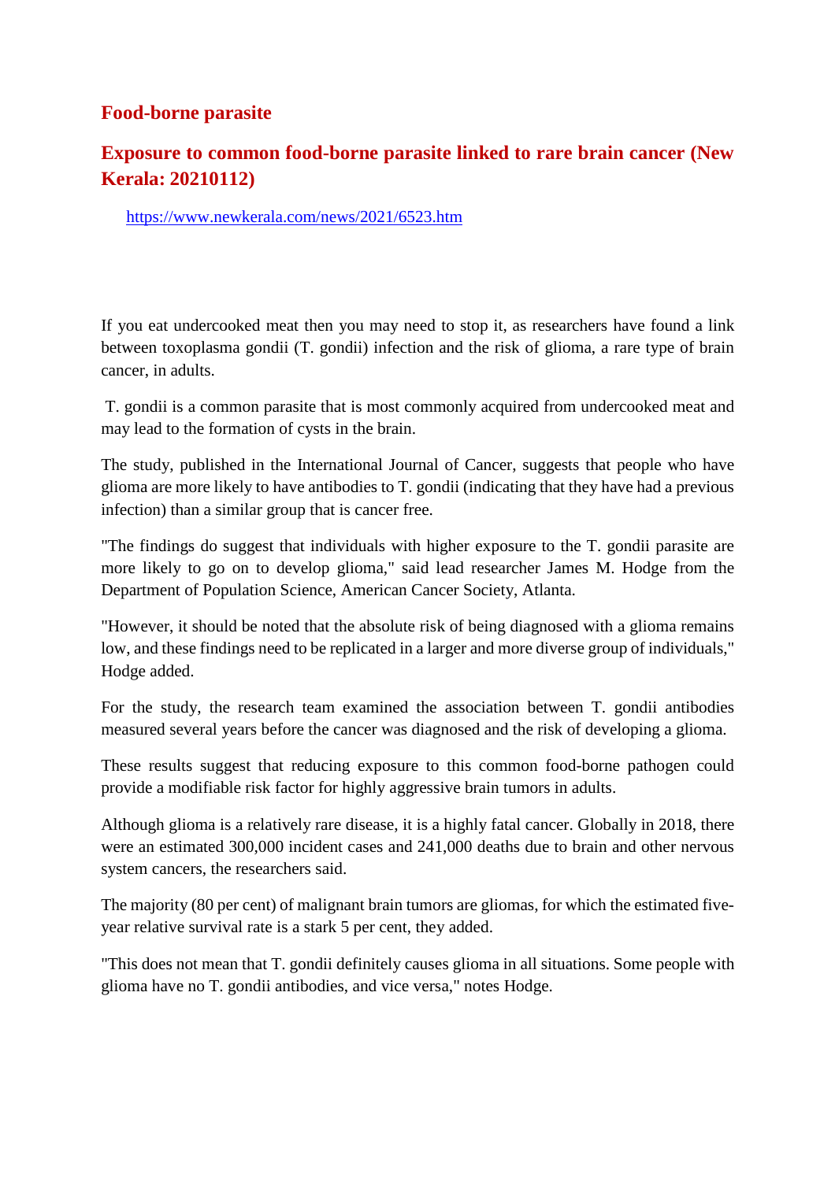## Food-borne parasite

## Exposure to common food-borne parasite linked to rare brain cancer (New Kerala: 20210112)

https://www.newkerala.com/news/2021/6523.htm

If you eat undercooked meat then you may need to stop it, as researchers have found a link between toxoplasma gondii (T. gondii) infection and the risk of glioma, a rare type of brain cancer, in adults.

T. gondii is a common parasite that is most commonly acquired from undercooked meat and may lead to the formation of cysts in the brain.

The study, published in the International Journal of Cancer, suggests that people who have glioma are more likely to have antibodies to T. gondii (indicating that they have had a previous infection) than a similar group that is cancer free.

"The findings do suggest that individuals with higher exposure to the T. gondii parasite are more likely to go on to develop glioma," said lead researcher James M. Hodge from the Department of Population Science, American Cancer Society, Atlanta.

"However, it should be noted that the absolute risk of being diagnosed with a glioma remains low, and these findings need to be replicated in a larger and more diverse group of individuals," Hodge added.

For the study, the research team examined the association between T. gondii antibodies measured several years before the cancer was diagnosed and the risk of developing a glioma.

These results suggest that reducing exposure to this common food-borne pathogen could provide a modifiable risk factor for highly aggressive brain tumors in adults.

Although glioma is a relatively rare disease, it is a highly fatal cancer. Globally in 2018, there were an estimated 300,000 incident cases and 241,000 deaths due to brain and other nervous system cancers, the researchers said.

The majority (80 per cent) of malignant brain tumors are gliomas, for which the estimated five-year relative survival rate is a stark 5 per cent, they added.

"This does not mean that T. gondii definitely causes glioma in all situations. Some people with glioma have no T. gondii antibodies, and vice versa," notes Hodge.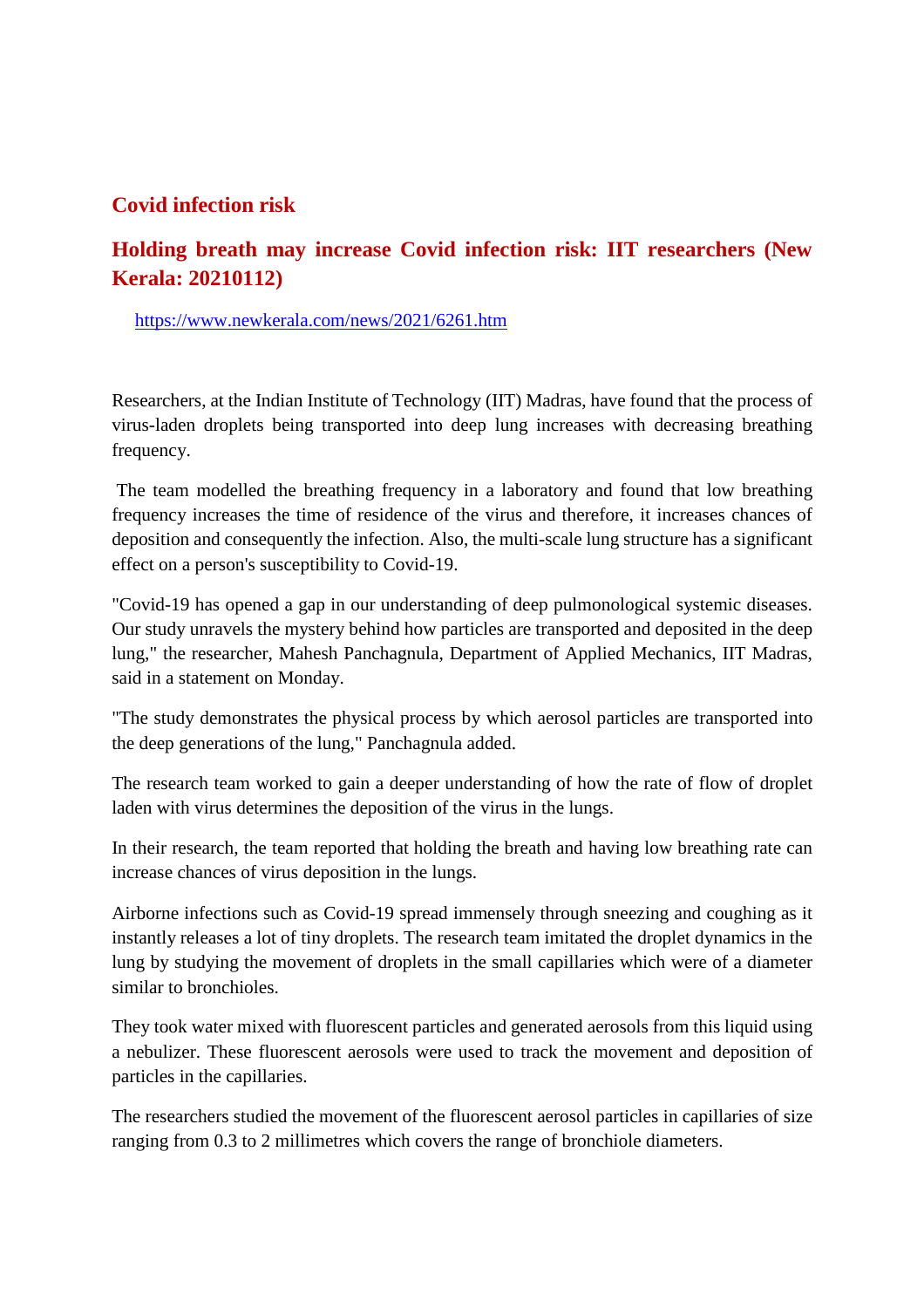## Covid infection risk

## Holding breath may increase Covid infection risk: IIT researchers (New Kerala: 20210112)

https://www.newkerala.com/news/2021/6261.htm

Researchers, at the Indian Institute of Technology (IIT) Madras, have found that the process of virus-laden droplets being transported into deep lung increases with decreasing breathing frequency.

The team modelled the breathing frequency in a laboratory and found that low breathing frequency increases the time of residence of the virus and therefore, it increases chances of deposition and consequently the infection. Also, the multi-scale lung structure has a significant effect on a person's susceptibility to Covid-19.

"Covid-19 has opened a gap in our understanding of deep pulmonological systemic diseases. Our study unravels the mystery behind how particles are transported and deposited in the deep lung," the researcher, Mahesh Panchagnula, Department of Applied Mechanics, IIT Madras, said in a statement on Monday.

"The study demonstrates the physical process by which aerosol particles are transported into the deep generations of the lung," Panchagnula added.

The research team worked to gain a deeper understanding of how the rate of flow of droplet laden with virus determines the deposition of the virus in the lungs.

In their research, the team reported that holding the breath and having low breathing rate can increase chances of virus deposition in the lungs.

Airborne infections such as Covid-19 spread immensely through sneezing and coughing as it instantly releases a lot of tiny droplets. The research team imitated the droplet dynamics in the lung by studying the movement of droplets in the small capillaries which were of a diameter similar to bronchioles.

They took water mixed with fluorescent particles and generated aerosols from this liquid using a nebulizer. These fluorescent aerosols were used to track the movement and deposition of particles in the capillaries.

The researchers studied the movement of the fluorescent aerosol particles in capillaries of size ranging from 0.3 to 2 millimetres which covers the range of bronchiole diameters.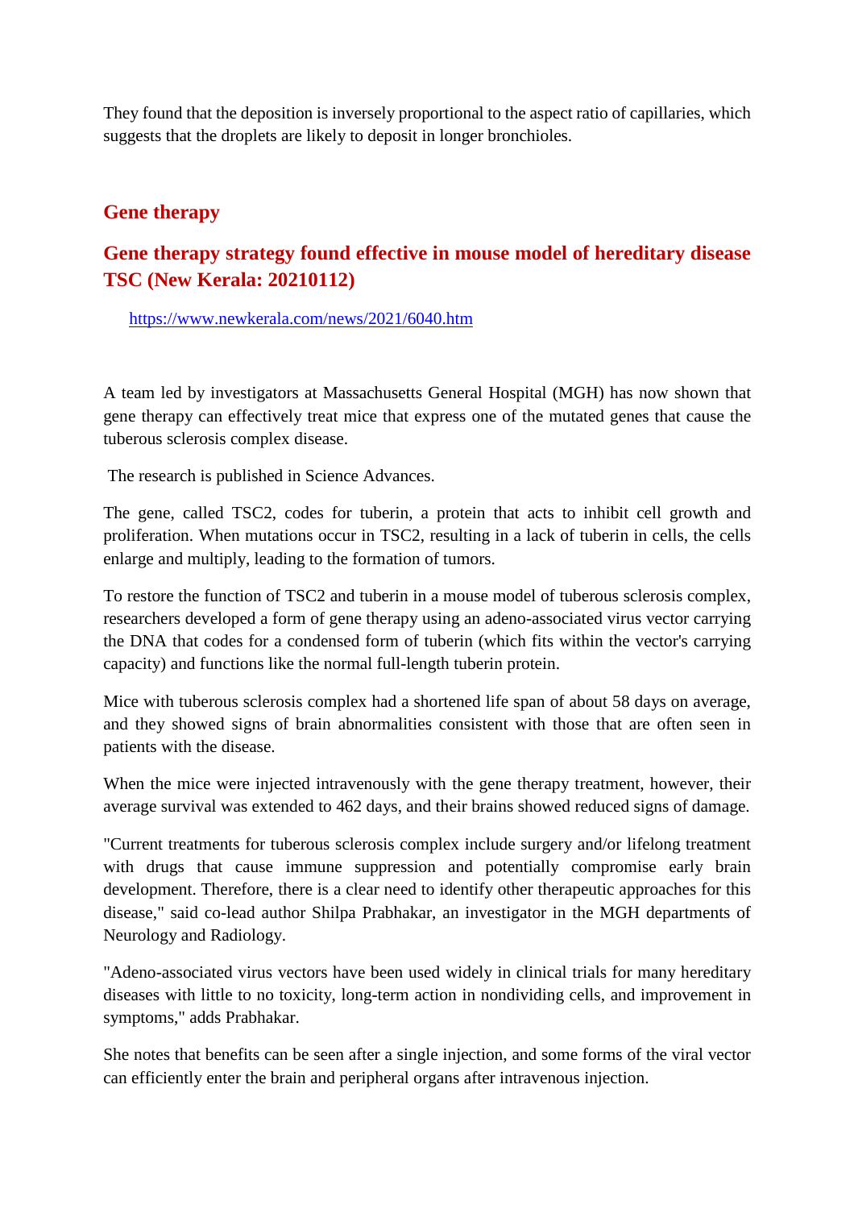They found that the deposition is inversely proportional to the aspect ratio of capillaries, which suggests that the droplets are likely to deposit in longer bronchioles.

## Gene therapy

### Gene therapy strategy found effective in mouse model of hereditary disease TSC (New Kerala: 20210112)

https://www.newkerala.com/news/2021/6040.htm

A team led by investigators at Massachusetts General Hospital (MGH) has now shown that gene therapy can effectively treat mice that express one of the mutated genes that cause the tuberous sclerosis complex disease.

The research is published in Science Advances.

The gene, called TSC2, codes for tuberin, a protein that acts to inhibit cell growth and proliferation. When mutations occur in TSC2, resulting in a lack of tuberin in cells, the cells enlarge and multiply, leading to the formation of tumors.

To restore the function of TSC2 and tuberin in a mouse model of tuberous sclerosis complex, researchers developed a form of gene therapy using an adeno-associated virus vector carrying the DNA that codes for a condensed form of tuberin (which fits within the vector's carrying capacity) and functions like the normal full-length tuberin protein.

Mice with tuberous sclerosis complex had a shortened life span of about 58 days on average, and they showed signs of brain abnormalities consistent with those that are often seen in patients with the disease.

When the mice were injected intravenously with the gene therapy treatment, however, their average survival was extended to 462 days, and their brains showed reduced signs of damage.

"Current treatments for tuberous sclerosis complex include surgery and/or lifelong treatment with drugs that cause immune suppression and potentially compromise early brain development. Therefore, there is a clear need to identify other therapeutic approaches for this disease," said co-lead author Shilpa Prabhakar, an investigator in the MGH departments of Neurology and Radiology.

"Adeno-associated virus vectors have been used widely in clinical trials for many hereditary diseases with little to no toxicity, long-term action in nondividing cells, and improvement in symptoms," adds Prabhakar.

She notes that benefits can be seen after a single injection, and some forms of the viral vector can efficiently enter the brain and peripheral organs after intravenous injection.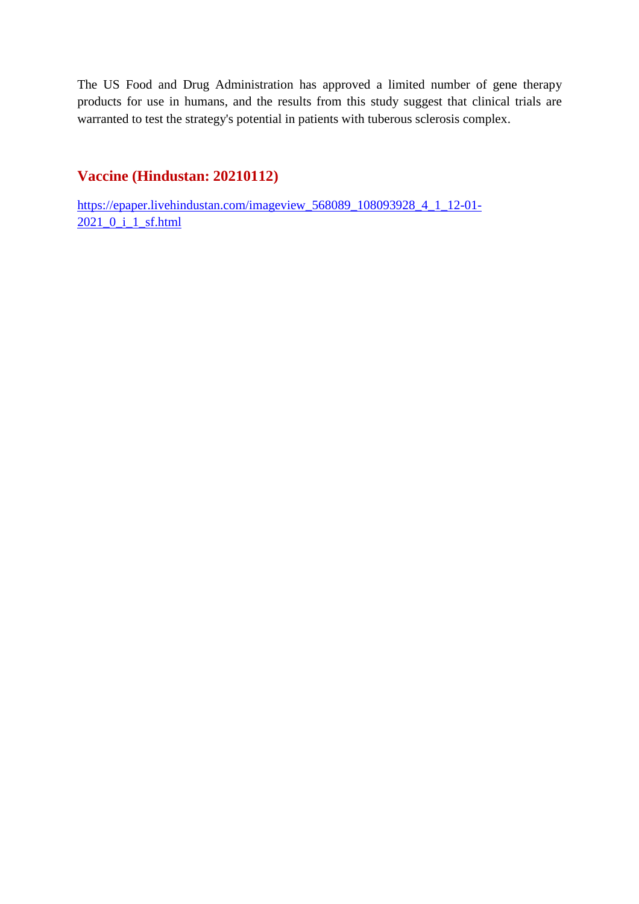The US Food and Drug Administration has approved a limited number of gene therapy products for use in humans, and the results from this study suggest that clinical trials are warranted to test the strategy's potential in patients with tuberous sclerosis complex.

## Vaccine (Hindustan: 20210112)

https://epaper.livehindustan.com/imageview_568089_108093928_4_1_12-01-2021_0_i_1_sf.html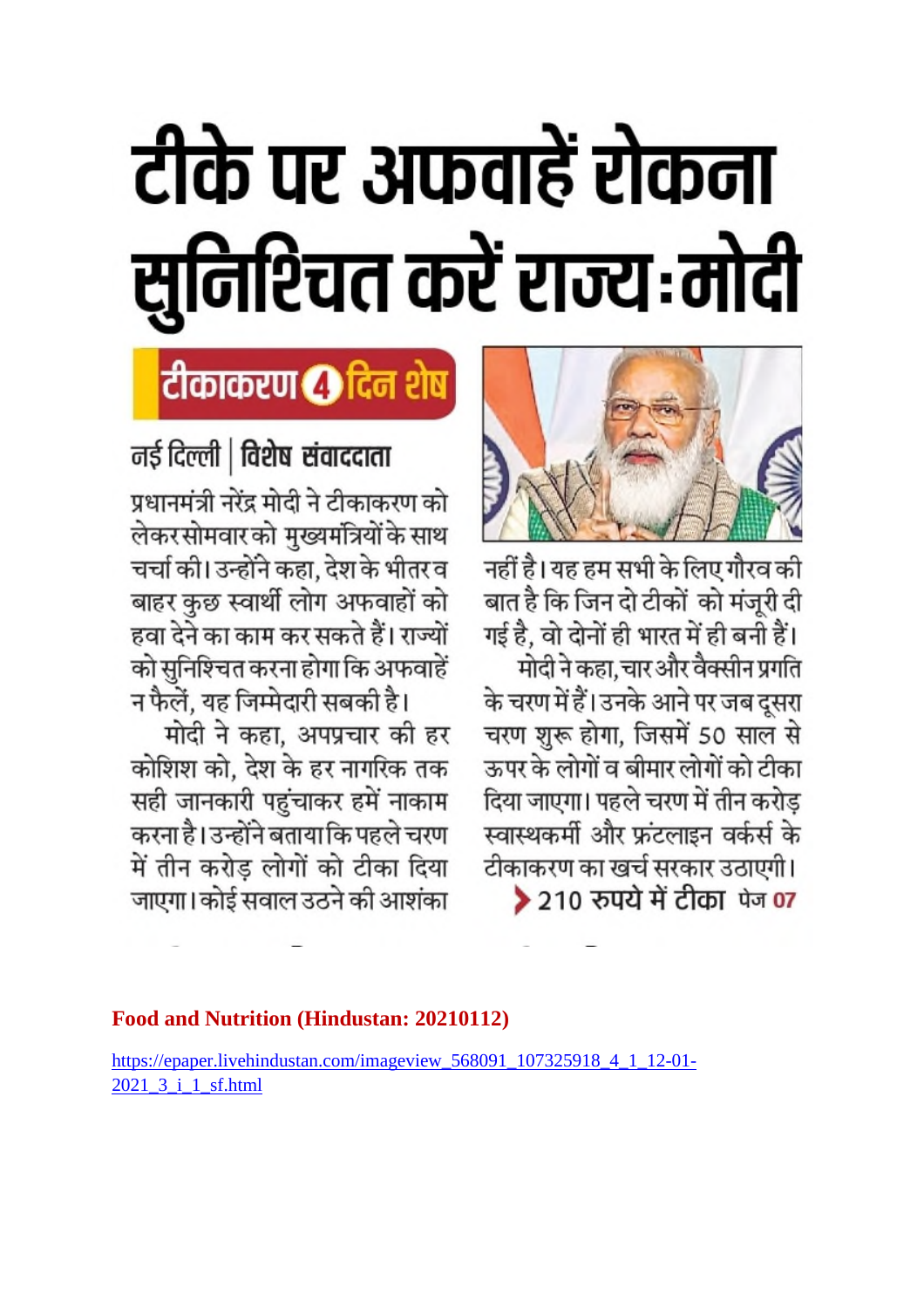# टीके पर अफवाहें रोकना सुनिश्चित करें राज्य : मोदी

**टीकाकरण 4 दिन शेष**

**नई दिल्ली | विशेष संवाददाता**

प्रधानमंत्री नरेंद्र मोदी ने टीकाकरण को लेकर सोमवार को मुख्यमंत्रियों के साथ चर्चा की। उन्होंने कहा, देश के भीतर व बाहर कुछ स्वार्थी लोग अफवाहों को हवा देने का काम कर सकते हैं। राज्यों को सुनिश्चित करना होगा कि अफवाहें न फैलें, यह जिम्मेदारी सबकी है।

मोदी ने कहा, अपप्रचार की हर कोशिश को, देश के हर नागरिक तक सही जानकारी पहुंचाकर हमें नाकाम करना है। उन्होंने बताया कि पहले चरण में तीन करोड़ लोगों को टीका दिया जाएगा। कोई सवाल उठने की आशंका नहीं है। यह हम सभी के लिए गौरव की बात है कि जिन दो टीकों को मंजूरी दी गई है, वो दोनों ही भारत में ही बनी हैं।

मोदी ने कहा, चार और वैक्सीन प्रगति के चरण में हैं। उनके आने पर जब दूसरा चरण शुरू होगा, जिसमें 50 साल से ऊपर के लोगों व बीमार लोगों को टीका दिया जाएगा। पहले चरण में तीन करोड़ स्वास्थकर्मी और फ्रंटलाइन वर्कर्स के टीकाकरण का खर्च सरकार उठाएगी।

**210 रुपये में टीका पेज 07**

**Food and Nutrition (Hindustan: 20210112)**

https://epaper.livehindustan.com/imageview_568091_107325918_4_1_12-01-2021_3_i_1_sf.html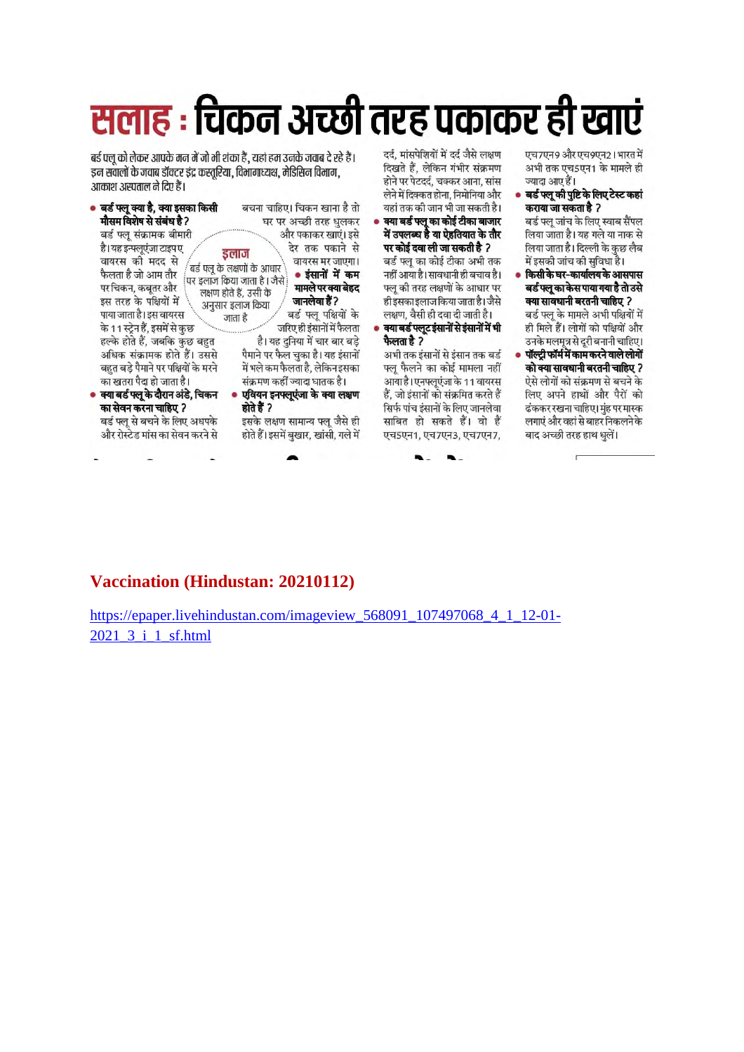# सलाह : चिकन अच्छी तरह पकाकर ही खाएं

बर्ड फ्लू को लेकर आपके मन में जो भी शंका हैं, यहां हम उनके जवाब दे रहे हैं। इन सवालों के जवाब डॉक्टर इंद्र कस्तूरिया, विभागाध्यक्ष, मेडिसिन विभाग, आकाश अस्पताल ने दिए हैं।

- **बर्ड फ्लू क्या है, क्या इसका किसी मौसम विशेष से संबंध है ?**

बर्ड फ्लू संक्रामक बीमारी है। यह इन्फ्लूएंजा टाइप ए वायरस की मदद से फैलता है जो आम तौर पर चिकन, कबूतर और इस तरह के पक्षियों में पाया जाता है। इस वायरस के 11 स्ट्रेन हैं, इसमें से कुछ हल्के होते हैं, जबकि कुछ बहुत अधिक संक्रामक होते हैं। उससे बहुत बड़े पैमाने पर पक्षियों के मरने का खतरा पैदा हो जाता है।

- **क्या बर्ड फ्लू के दौरान अंडे, चिकन का सेवन करना चाहिए ?**

बर्ड फ्लू से बचने के लिए अधपके और रोस्टेड मांस का सेवन करने से बचना चाहिए। चिकन खाना है तो घर पर अच्छी तरह धुलकर और पकाकर खाएं। इसे देर तक पकाने से वायरस मर जाएगा।

**इलाज**

बर्ड फ्लू के लक्षणों के आधार पर इलाज किया जाता है। जैसे लक्षण होते हैं, उसी के अनुसार इलाज किया जाता है

- **इंसानों में कम मामले पर क्या बेहद जानलेवा हैं?**

बर्ड फ्लू पक्षियों के जरिए ही इंसानों में फैलता है। यह दुनिया में चार बार बड़े पैमाने पर फैल चुका है। यह इंसानों में भले कम फैलता है, लेकिन इसका संक्रमण कहीं ज्यादा घातक है।

- **एवियन इनफ्लूएंजा के क्या लक्षण होते हैं ?**

इसके लक्षण सामान्य फ्लू जैसे ही होते हैं। इसमें बुखार, खांसी, गले में दर्द, मांसपेशियों में दर्द जैसे लक्षण दिखते हैं, लेकिन गंभीर संक्रमण होने पर पेटदर्द, चक्कर आना, सांस लेने में दिक्कत होना, निमोनिया और यहां तक की जान भी जा सकती है।

- **क्या बर्ड फ्लू का कोई टीका बाजार में उपलब्ध है या ऐहतियात के तौर पर कोई दवा ली जा सकती है ?**

बर्ड फ्लू का कोई टीका अभी तक नहीं आया है। सावधानी ही बचाव है। फ्लू की तरह लक्षणों के आधार पर ही इसका इलाज किया जाता है। जैसे लक्षण, वैसी ही दवा दी जाती है।

- **क्या बर्ड फ्लू इंसानों से इंसानों में भी फैलता है ?**

अभी तक इंसानों से इंसान तक बर्ड फ्लू फैलने का कोई मामला नहीं आया है। एनफ्लूएंजा के 11 वायरस हैं, जो इंसानों को संक्रमित करते हैं सिर्फ पांच इंसानों के लिए जानलेवा साबित हो सकते हैं। वो हैं एच5एन1, एच7एन3, एच7एन7, एच7एन9 और एच9एन2। भारत में अभी तक एच5एन1 के मामले ही ज्यादा आए हैं।

- **बर्ड फ्लू की पुष्टि के लिए टेस्ट कहां कराया जा सकता है ?**

बर्ड फ्लू जांच के लिए स्वाब सैंपल लिया जाता है। यह गले या नाक से लिया जाता है। दिल्ली के कुछ लैब में इसकी जांच की सुविधा है।

- **किसी के घर-कार्यालय के आसपास बर्ड फ्लू का केस पाया गया है तो उसे क्या सावधानी बरतनी चाहिए ?**

बर्ड फ्लू के मामले अभी पक्षियों में ही मिले हैं। लोगों को पक्षियों और उनके मलमूत्र से दूरी बनानी चाहिए।

- **पॉल्ट्री फॉर्म में काम करने वाले लोगों को क्या सावधानी बरतनी चाहिए ?**

ऐसे लोगों को संक्रमण से बचने के लिए अपने हाथों और पैरों को ढंककर रखना चाहिए। मुंह पर मास्क लगाएं और वहां से बाहर निकलने के बाद अच्छी तरह हाथ धुलें।

## Vaccination (Hindustan: 20210112)

https://epaper.livehindustan.com/imageview_568091_107497068_4_1_12-01-2021_3_i_1_sf.html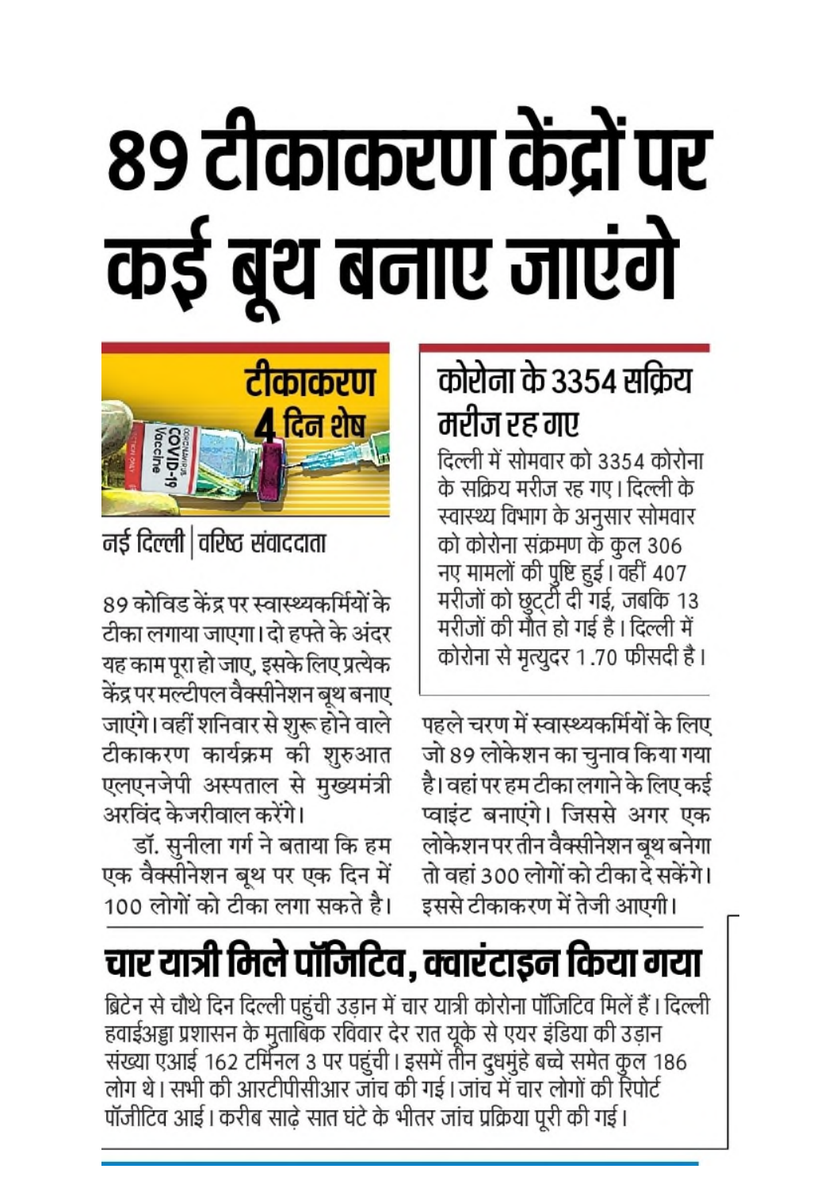# 89 टीकाकरण केंद्रों पर कई बूथ बनाए जाएंगे

टीकाकरण 4 दिन शेष

नई दिल्ली | वरिष्ठ संवाददाता

89 कोविड केंद्र पर स्वास्थ्यकर्मियों के टीका लगाया जाएगा। दो हफ्ते के अंदर यह काम पूरा हो जाए, इसके लिए प्रत्येक केंद्र पर मल्टीपल वैक्सीनेशन बूथ बनाए जाएंगे। वहीं शनिवार से शुरू होने वाले टीकाकरण कार्यक्रम की शुरुआत एलएनजेपी अस्पताल से मुख्यमंत्री अरविंद केजरीवाल करेंगे।

डॉ. सुनीला गर्ग ने बताया कि हम एक वैक्सीनेशन बूथ पर एक दिन में 100 लोगों को टीका लगा सकते है। पहले चरण में स्वास्थ्यकर्मियों के लिए जो 89 लोकेशन का चुनाव किया गया है। वहां पर हम टीका लगाने के लिए कई प्वाइंट बनाएंगे। जिससे अगर एक लोकेशन पर तीन वैक्सीनेशन बूथ बनेगा तो वहां 300 लोगों को टीका दे सकेंगे। इससे टीकाकरण में तेजी आएगी।

## कोरोना के 3354 सक्रिय मरीज रह गए

दिल्ली में सोमवार को 3354 कोरोना के सक्रिय मरीज रह गए। दिल्ली के स्वास्थ्य विभाग के अनुसार सोमवार को कोरोना संक्रमण के कुल 306 नए मामलों की पुष्टि हुई। वहीं 407 मरीजों को छुट्टी दी गई, जबकि 13 मरीजों की मौत हो गई है। दिल्ली में कोरोना से मृत्युदर 1.70 फीसदी है।

## चार यात्री मिले पॉजिटिव, क्वारंटाइन किया गया

ब्रिटेन से चौथे दिन दिल्ली पहुंची उड़ान में चार यात्री कोरोना पॉजिटिव मिलें हैं। दिल्ली हवाईअड्डा प्रशासन के मुताबिक रविवार देर रात यूके से एयर इंडिया की उड़ान संख्या एआई 162 टर्मिनल 3 पर पहुंची। इसमें तीन दुधमुंहे बच्चे समेत कुल 186 लोग थे। सभी की आरटीपीसीआर जांच की गई। जांच में चार लोगों की रिपोर्ट पॉजीटिव आई। करीब साढ़े सात घंटे के भीतर जांच प्रक्रिया पूरी की गई।